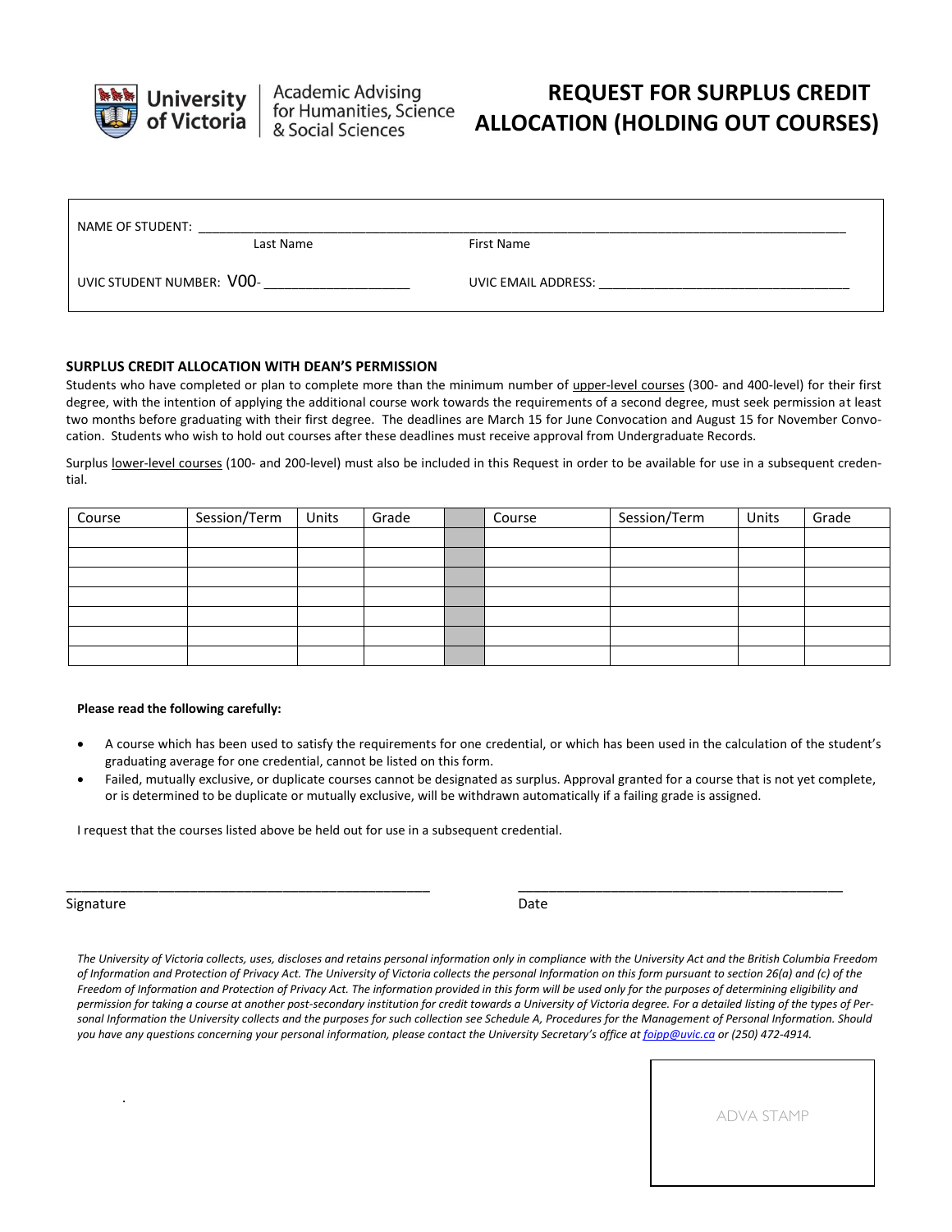University of Victoria | Academic Advising for Humanities, Science & Social Sciences

# REQUEST FOR SURPLUS CREDIT ALLOCATION (HOLDING OUT COURSES)

NAME OF STUDENT: ____________________________________________
Last Name First Name

UVIC STUDENT NUMBER: V00- ____________________ UVIC EMAIL ADDRESS: ____________________________________

**SURPLUS CREDIT ALLOCATION WITH DEAN'S PERMISSION**

Students who have completed or plan to complete more than the minimum number of upper-level courses (300- and 400-level) for their first degree, with the intention of applying the additional course work towards the requirements of a second degree, must seek permission at least two months before graduating with their first degree. The deadlines are March 15 for June Convocation and August 15 for November Convocation. Students who wish to hold out courses after these deadlines must receive approval from Undergraduate Records.

Surplus lower-level courses (100- and 200-level) must also be included in this Request in order to be available for use in a subsequent credential.

| Course | Session/Term | Units | Grade | | Course | Session/Term | Units | Grade |
|---|---|---|---|---|---|---|---|---|
| | | | | | | | | |
| | | | | | | | | |
| | | | | | | | | |
| | | | | | | | | |
| | | | | | | | | |
| | | | | | | | | |
| | | | | | | | | |

**Please read the following carefully:**

- A course which has been used to satisfy the requirements for one credential, or which has been used in the calculation of the student's graduating average for one credential, cannot be listed on this form.
- Failed, mutually exclusive, or duplicate courses cannot be designated as surplus. Approval granted for a course that is not yet complete, or is determined to be duplicate or mutually exclusive, will be withdrawn automatically if a failing grade is assigned.

I request that the courses listed above be held out for use in a subsequent credential.

______________________________________________ ______________________________________________
Signature Date

*The University of Victoria collects, uses, discloses and retains personal information only in compliance with the University Act and the British Columbia Freedom of Information and Protection of Privacy Act. The University of Victoria collects the personal Information on this form pursuant to section 26(a) and (c) of the Freedom of Information and Protection of Privacy Act. The information provided in this form will be used only for the purposes of determining eligibility and permission for taking a course at another post-secondary institution for credit towards a University of Victoria degree. For a detailed listing of the types of Personal Information the University collects and the purposes for such collection see Schedule A, Procedures for the Management of Personal Information. Should you have any questions concerning your personal information, please contact the University Secretary's office at foipp@uvic.ca or (250) 472-4914.*

ADVA STAMP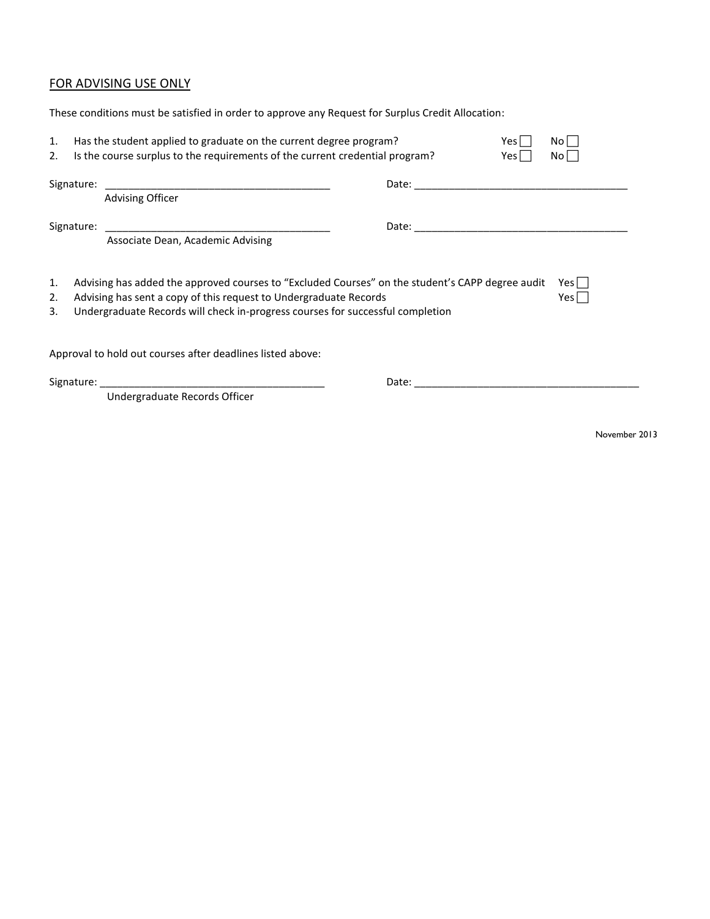FOR ADVISING USE ONLY

These conditions must be satisfied in order to approve any Request for Surplus Credit Allocation:

1. Has the student applied to graduate on the current degree program? Yes ☐ No ☐
2. Is the course surplus to the requirements of the current credential program? Yes ☐ No ☐

Signature: ________________________________________ Date: ______________________________________
Advising Officer

Signature: ________________________________________ Date: ______________________________________
Associate Dean, Academic Advising

1. Advising has added the approved courses to "Excluded Courses" on the student's CAPP degree audit Yes ☐
2. Advising has sent a copy of this request to Undergraduate Records Yes ☐
3. Undergraduate Records will check in-progress courses for successful completion

Approval to hold out courses after deadlines listed above:

Signature: ________________________________________ Date: ________________________________________
Undergraduate Records Officer

November 2013